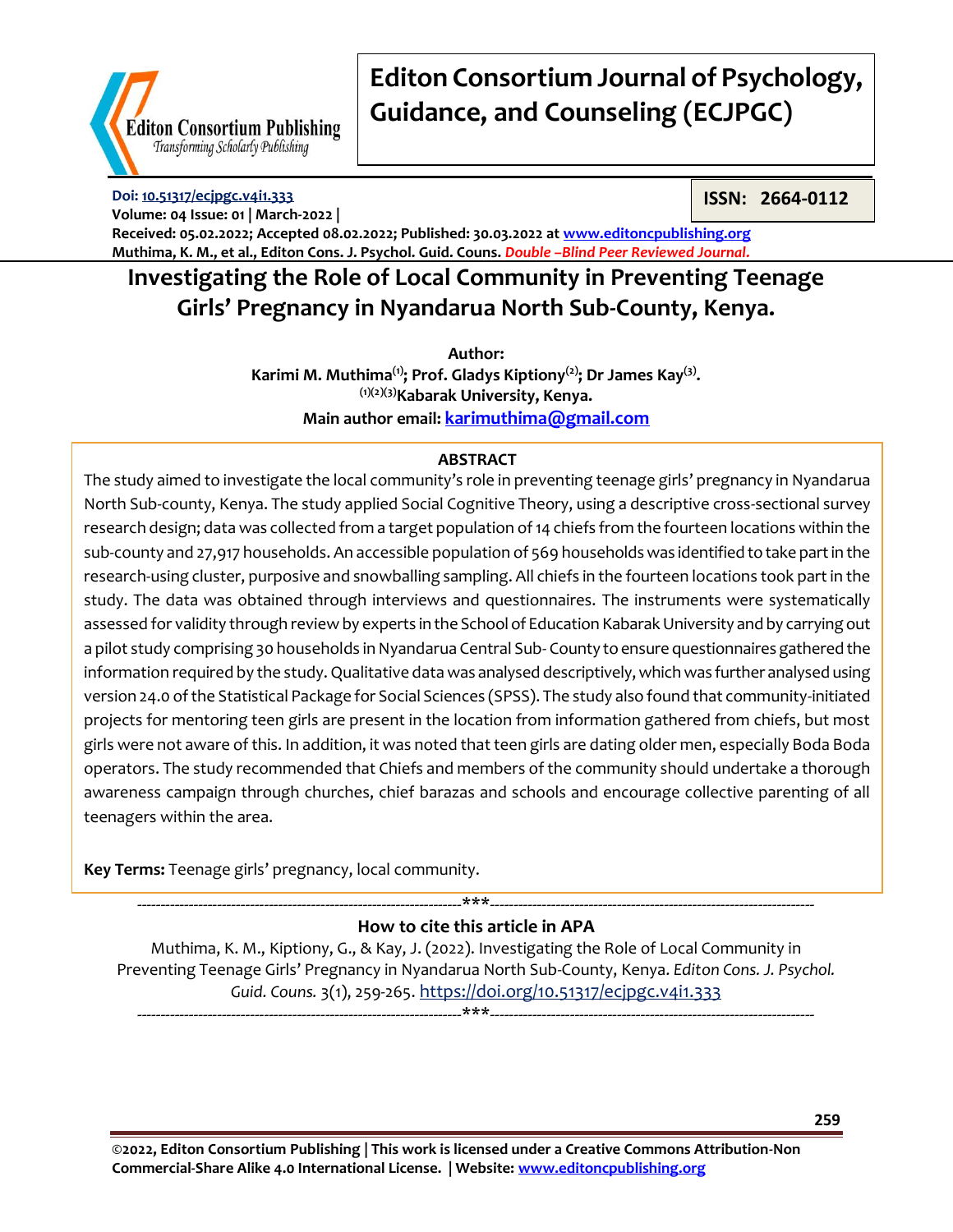# Editon Consortium Journal of Psychology, Guidance, and Counseling (ECJPGC)

**Doi: 10.51317/ecjpgc.v4i1.333**

**ISSN: 2664-0112**

**Volume: 04 Issue: 01 | March-2022 |**

**Received: 05.02.2022; Accepted 08.02.2022; Published: 30.03.2022 at www.editoncpublishing.org**

**Muthima, K. M., et al., Editon Cons. J. Psychol. Guid. Couns.** ***Double –Blind Peer Reviewed Journal.***

## Investigating the Role of Local Community in Preventing Teenage Girls' Pregnancy in Nyandarua North Sub-County, Kenya.

**Author:**

**Karimi M. Muthima[1]; Prof. Gladys Kiptiony[2]; Dr James Kay[3].**

**[1][2][3]Kabarak University, Kenya.**

**Main author email: karimuthima@gmail.com**

### ABSTRACT

The study aimed to investigate the local community's role in preventing teenage girls' pregnancy in Nyandarua North Sub-county, Kenya. The study applied Social Cognitive Theory, using a descriptive cross-sectional survey research design; data was collected from a target population of 14 chiefs from the fourteen locations within the sub-county and 27,917 households. An accessible population of 569 households was identified to take part in the research-using cluster, purposive and snowballing sampling. All chiefs in the fourteen locations took part in the study. The data was obtained through interviews and questionnaires. The instruments were systematically assessed for validity through review by experts in the School of Education Kabarak University and by carrying out a pilot study comprising 30 households in Nyandarua Central Sub- County to ensure questionnaires gathered the information required by the study. Qualitative data was analysed descriptively, which was further analysed using version 24.0 of the Statistical Package for Social Sciences (SPSS). The study also found that community-initiated projects for mentoring teen girls are present in the location from information gathered from chiefs, but most girls were not aware of this. In addition, it was noted that teen girls are dating older men, especially Boda Boda operators. The study recommended that Chiefs and members of the community should undertake a thorough awareness campaign through churches, chief barazas and schools and encourage collective parenting of all teenagers within the area.

**Key Terms:** Teenage girls' pregnancy, local community.

---

### How to cite this article in APA

Muthima, K. M., Kiptiony, G., & Kay, J. (2022). Investigating the Role of Local Community in Preventing Teenage Girls' Pregnancy in Nyandarua North Sub-County, Kenya. *Editon Cons. J. Psychol. Guid. Couns.* 3(1), 259-265. https://doi.org/10.51317/ecjpgc.v4i1.333

---

**©2022, Editon Consortium Publishing | This work is licensed under a Creative Commons Attribution-Non Commercial-Share Alike 4.0 International License. | Website: www.editoncpublishing.org**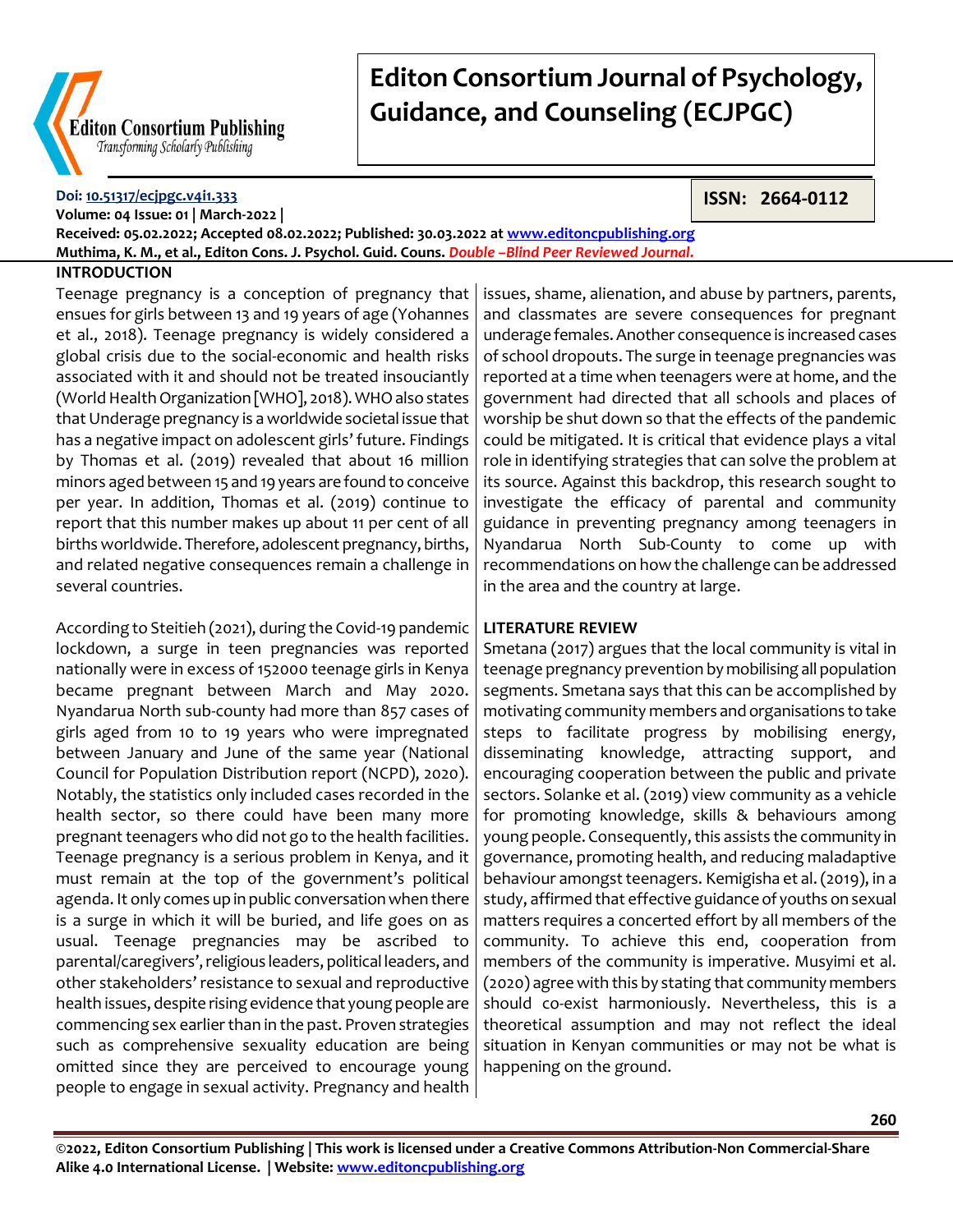## INTRODUCTION

Teenage pregnancy is a conception of pregnancy that ensues for girls between 13 and 19 years of age (Yohannes et al., 2018). Teenage pregnancy is widely considered a global crisis due to the social-economic and health risks associated with it and should not be treated insouciantly (World Health Organization [WHO], 2018). WHO also states that Underage pregnancy is a worldwide societal issue that has a negative impact on adolescent girls' future. Findings by Thomas et al. (2019) revealed that about 16 million minors aged between 15 and 19 years are found to conceive per year. In addition, Thomas et al. (2019) continue to report that this number makes up about 11 per cent of all births worldwide. Therefore, adolescent pregnancy, births, and related negative consequences remain a challenge in several countries.

According to Steitieh (2021), during the Covid-19 pandemic lockdown, a surge in teen pregnancies was reported nationally were in excess of 152000 teenage girls in Kenya became pregnant between March and May 2020. Nyandarua North sub-county had more than 857 cases of girls aged from 10 to 19 years who were impregnated between January and June of the same year (National Council for Population Distribution report (NCPD), 2020). Notably, the statistics only included cases recorded in the health sector, so there could have been many more pregnant teenagers who did not go to the health facilities. Teenage pregnancy is a serious problem in Kenya, and it must remain at the top of the government's political agenda. It only comes up in public conversation when there is a surge in which it will be buried, and life goes on as usual. Teenage pregnancies may be ascribed to parental/caregivers', religious leaders, political leaders, and other stakeholders' resistance to sexual and reproductive health issues, despite rising evidence that young people are commencing sex earlier than in the past. Proven strategies such as comprehensive sexuality education are being omitted since they are perceived to encourage young people to engage in sexual activity. Pregnancy and health issues, shame, alienation, and abuse by partners, parents, and classmates are severe consequences for pregnant underage females. Another consequence is increased cases of school dropouts. The surge in teenage pregnancies was reported at a time when teenagers were at home, and the government had directed that all schools and places of worship be shut down so that the effects of the pandemic could be mitigated. It is critical that evidence plays a vital role in identifying strategies that can solve the problem at its source. Against this backdrop, this research sought to investigate the efficacy of parental and community guidance in preventing pregnancy among teenagers in Nyandarua North Sub-County to come up with recommendations on how the challenge can be addressed in the area and the country at large.

## LITERATURE REVIEW

Smetana (2017) argues that the local community is vital in teenage pregnancy prevention by mobilising all population segments. Smetana says that this can be accomplished by motivating community members and organisations to take steps to facilitate progress by mobilising energy, disseminating knowledge, attracting support, and encouraging cooperation between the public and private sectors. Solanke et al. (2019) view community as a vehicle for promoting knowledge, skills & behaviours among young people. Consequently, this assists the community in governance, promoting health, and reducing maladaptive behaviour amongst teenagers. Kemigisha et al. (2019), in a study, affirmed that effective guidance of youths on sexual matters requires a concerted effort by all members of the community. To achieve this end, cooperation from members of the community is imperative. Musyimi et al. (2020) agree with this by stating that community members should co-exist harmoniously. Nevertheless, this is a theoretical assumption and may not reflect the ideal situation in Kenyan communities or may not be what is happening on the ground.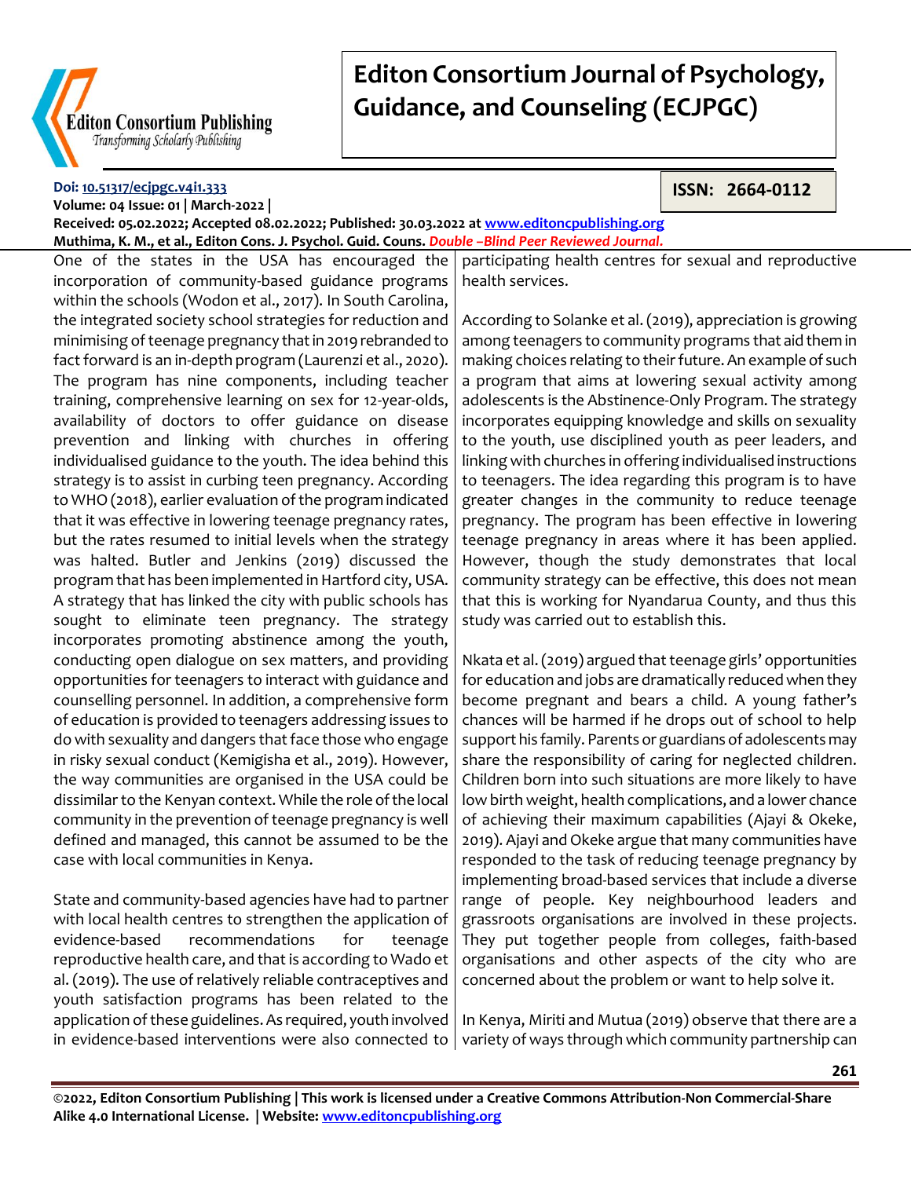One of the states in the USA has encouraged the incorporation of community-based guidance programs within the schools (Wodon et al., 2017). In South Carolina, the integrated society school strategies for reduction and minimising of teenage pregnancy that in 2019 rebranded to fact forward is an in-depth program (Laurenzi et al., 2020). The program has nine components, including teacher training, comprehensive learning on sex for 12-year-olds, availability of doctors to offer guidance on disease prevention and linking with churches in offering individualised guidance to the youth. The idea behind this strategy is to assist in curbing teen pregnancy. According to WHO (2018), earlier evaluation of the program indicated that it was effective in lowering teenage pregnancy rates, but the rates resumed to initial levels when the strategy was halted. Butler and Jenkins (2019) discussed the program that has been implemented in Hartford city, USA. A strategy that has linked the city with public schools has sought to eliminate teen pregnancy. The strategy incorporates promoting abstinence among the youth, conducting open dialogue on sex matters, and providing opportunities for teenagers to interact with guidance and counselling personnel. In addition, a comprehensive form of education is provided to teenagers addressing issues to do with sexuality and dangers that face those who engage in risky sexual conduct (Kemigisha et al., 2019). However, the way communities are organised in the USA could be dissimilar to the Kenyan context. While the role of the local community in the prevention of teenage pregnancy is well defined and managed, this cannot be assumed to be the case with local communities in Kenya.

State and community-based agencies have had to partner with local health centres to strengthen the application of evidence-based recommendations for teenage reproductive health care, and that is according to Wado et al. (2019). The use of relatively reliable contraceptives and youth satisfaction programs has been related to the application of these guidelines. As required, youth involved in evidence-based interventions were also connected to participating health centres for sexual and reproductive health services.

According to Solanke et al. (2019), appreciation is growing among teenagers to community programs that aid them in making choices relating to their future. An example of such a program that aims at lowering sexual activity among adolescents is the Abstinence-Only Program. The strategy incorporates equipping knowledge and skills on sexuality to the youth, use disciplined youth as peer leaders, and linking with churches in offering individualised instructions to teenagers. The idea regarding this program is to have greater changes in the community to reduce teenage pregnancy. The program has been effective in lowering teenage pregnancy in areas where it has been applied. However, though the study demonstrates that local community strategy can be effective, this does not mean that this is working for Nyandarua County, and thus this study was carried out to establish this.

Nkata et al. (2019) argued that teenage girls' opportunities for education and jobs are dramatically reduced when they become pregnant and bears a child. A young father's chances will be harmed if he drops out of school to help support his family. Parents or guardians of adolescents may share the responsibility of caring for neglected children. Children born into such situations are more likely to have low birth weight, health complications, and a lower chance of achieving their maximum capabilities (Ajayi & Okeke, 2019). Ajayi and Okeke argue that many communities have responded to the task of reducing teenage pregnancy by implementing broad-based services that include a diverse range of people. Key neighbourhood leaders and grassroots organisations are involved in these projects. They put together people from colleges, faith-based organisations and other aspects of the city who are concerned about the problem or want to help solve it.

In Kenya, Miriti and Mutua (2019) observe that there are a variety of ways through which community partnership can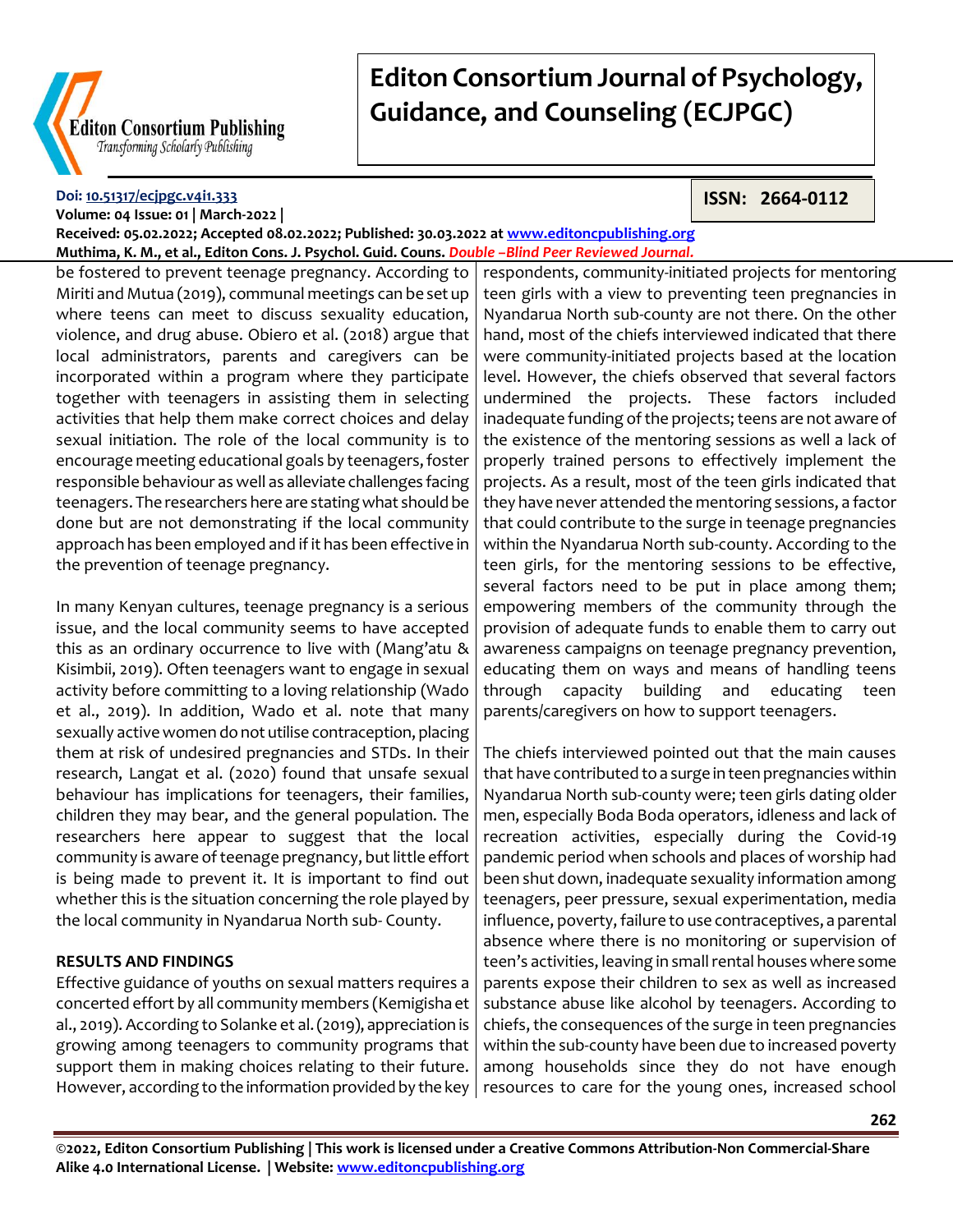be fostered to prevent teenage pregnancy. According to Miriti and Mutua (2019), communal meetings can be set up where teens can meet to discuss sexuality education, violence, and drug abuse. Obiero et al. (2018) argue that local administrators, parents and caregivers can be incorporated within a program where they participate together with teenagers in assisting them in selecting activities that help them make correct choices and delay sexual initiation. The role of the local community is to encourage meeting educational goals by teenagers, foster responsible behaviour as well as alleviate challenges facing teenagers. The researchers here are stating what should be done but are not demonstrating if the local community approach has been employed and if it has been effective in the prevention of teenage pregnancy.

In many Kenyan cultures, teenage pregnancy is a serious issue, and the local community seems to have accepted this as an ordinary occurrence to live with (Mang'atu & Kisimbii, 2019). Often teenagers want to engage in sexual activity before committing to a loving relationship (Wado et al., 2019). In addition, Wado et al. note that many sexually active women do not utilise contraception, placing them at risk of undesired pregnancies and STDs. In their research, Langat et al. (2020) found that unsafe sexual behaviour has implications for teenagers, their families, children they may bear, and the general population. The researchers here appear to suggest that the local community is aware of teenage pregnancy, but little effort is being made to prevent it. It is important to find out whether this is the situation concerning the role played by the local community in Nyandarua North sub- County.

## RESULTS AND FINDINGS

Effective guidance of youths on sexual matters requires a concerted effort by all community members (Kemigisha et al., 2019). According to Solanke et al. (2019), appreciation is growing among teenagers to community programs that support them in making choices relating to their future. However, according to the information provided by the key respondents, community-initiated projects for mentoring teen girls with a view to preventing teen pregnancies in Nyandarua North sub-county are not there. On the other hand, most of the chiefs interviewed indicated that there were community-initiated projects based at the location level. However, the chiefs observed that several factors undermined the projects. These factors included inadequate funding of the projects; teens are not aware of the existence of the mentoring sessions as well a lack of properly trained persons to effectively implement the projects. As a result, most of the teen girls indicated that they have never attended the mentoring sessions, a factor that could contribute to the surge in teenage pregnancies within the Nyandarua North sub-county. According to the teen girls, for the mentoring sessions to be effective, several factors need to be put in place among them; empowering members of the community through the provision of adequate funds to enable them to carry out awareness campaigns on teenage pregnancy prevention, educating them on ways and means of handling teens through capacity building and educating teen parents/caregivers on how to support teenagers.

The chiefs interviewed pointed out that the main causes that have contributed to a surge in teen pregnancies within Nyandarua North sub-county were; teen girls dating older men, especially Boda Boda operators, idleness and lack of recreation activities, especially during the Covid-19 pandemic period when schools and places of worship had been shut down, inadequate sexuality information among teenagers, peer pressure, sexual experimentation, media influence, poverty, failure to use contraceptives, a parental absence where there is no monitoring or supervision of teen's activities, leaving in small rental houses where some parents expose their children to sex as well as increased substance abuse like alcohol by teenagers. According to chiefs, the consequences of the surge in teen pregnancies within the sub-county have been due to increased poverty among households since they do not have enough resources to care for the young ones, increased school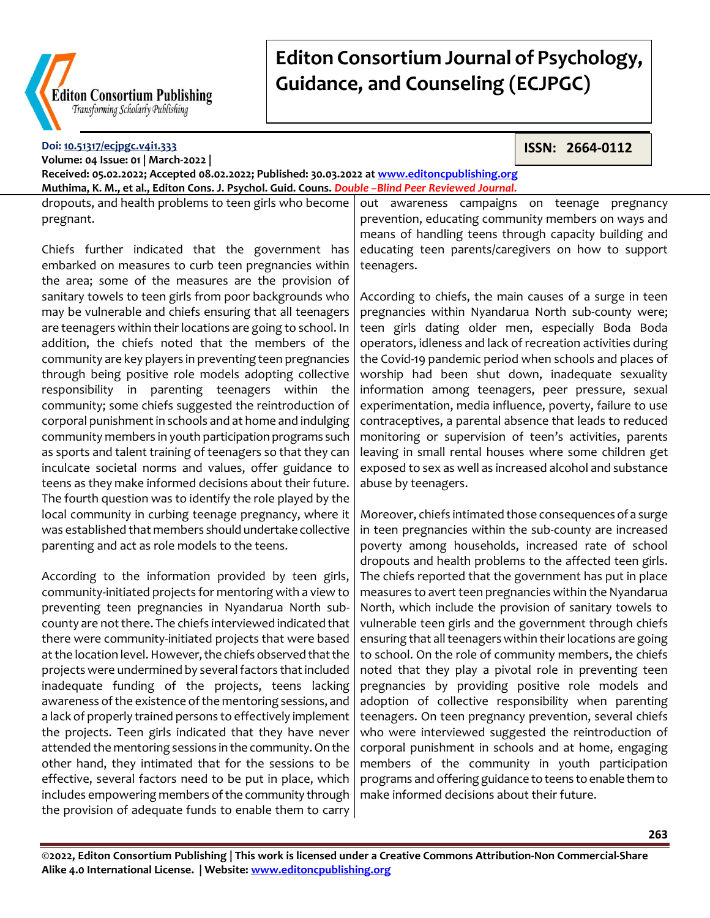dropouts, and health problems to teen girls who become pregnant.

Chiefs further indicated that the government has embarked on measures to curb teen pregnancies within the area; some of the measures are the provision of sanitary towels to teen girls from poor backgrounds who may be vulnerable and chiefs ensuring that all teenagers are teenagers within their locations are going to school. In addition, the chiefs noted that the members of the community are key players in preventing teen pregnancies through being positive role models adopting collective responsibility in parenting teenagers within the community; some chiefs suggested the reintroduction of corporal punishment in schools and at home and indulging community members in youth participation programs such as sports and talent training of teenagers so that they can inculcate societal norms and values, offer guidance to teens as they make informed decisions about their future. The fourth question was to identify the role played by the local community in curbing teenage pregnancy, where it was established that members should undertake collective parenting and act as role models to the teens.

According to the information provided by teen girls, community-initiated projects for mentoring with a view to preventing teen pregnancies in Nyandarua North sub-county are not there. The chiefs interviewed indicated that there were community-initiated projects that were based at the location level. However, the chiefs observed that the projects were undermined by several factors that included inadequate funding of the projects, teens lacking awareness of the existence of the mentoring sessions, and a lack of properly trained persons to effectively implement the projects. Teen girls indicated that they have never attended the mentoring sessions in the community. On the other hand, they intimated that for the sessions to be effective, several factors need to be put in place, which includes empowering members of the community through the provision of adequate funds to enable them to carry out awareness campaigns on teenage pregnancy prevention, educating community members on ways and means of handling teens through capacity building and educating teen parents/caregivers on how to support teenagers.

According to chiefs, the main causes of a surge in teen pregnancies within Nyandarua North sub-county were; teen girls dating older men, especially Boda Boda operators, idleness and lack of recreation activities during the Covid-19 pandemic period when schools and places of worship had been shut down, inadequate sexuality information among teenagers, peer pressure, sexual experimentation, media influence, poverty, failure to use contraceptives, a parental absence that leads to reduced monitoring or supervision of teen's activities, parents leaving in small rental houses where some children get exposed to sex as well as increased alcohol and substance abuse by teenagers.

Moreover, chiefs intimated those consequences of a surge in teen pregnancies within the sub-county are increased poverty among households, increased rate of school dropouts and health problems to the affected teen girls. The chiefs reported that the government has put in place measures to avert teen pregnancies within the Nyandarua North, which include the provision of sanitary towels to vulnerable teen girls and the government through chiefs ensuring that all teenagers within their locations are going to school. On the role of community members, the chiefs noted that they play a pivotal role in preventing teen pregnancies by providing positive role models and adoption of collective responsibility when parenting teenagers. On teen pregnancy prevention, several chiefs who were interviewed suggested the reintroduction of corporal punishment in schools and at home, engaging members of the community in youth participation programs and offering guidance to teens to enable them to make informed decisions about their future.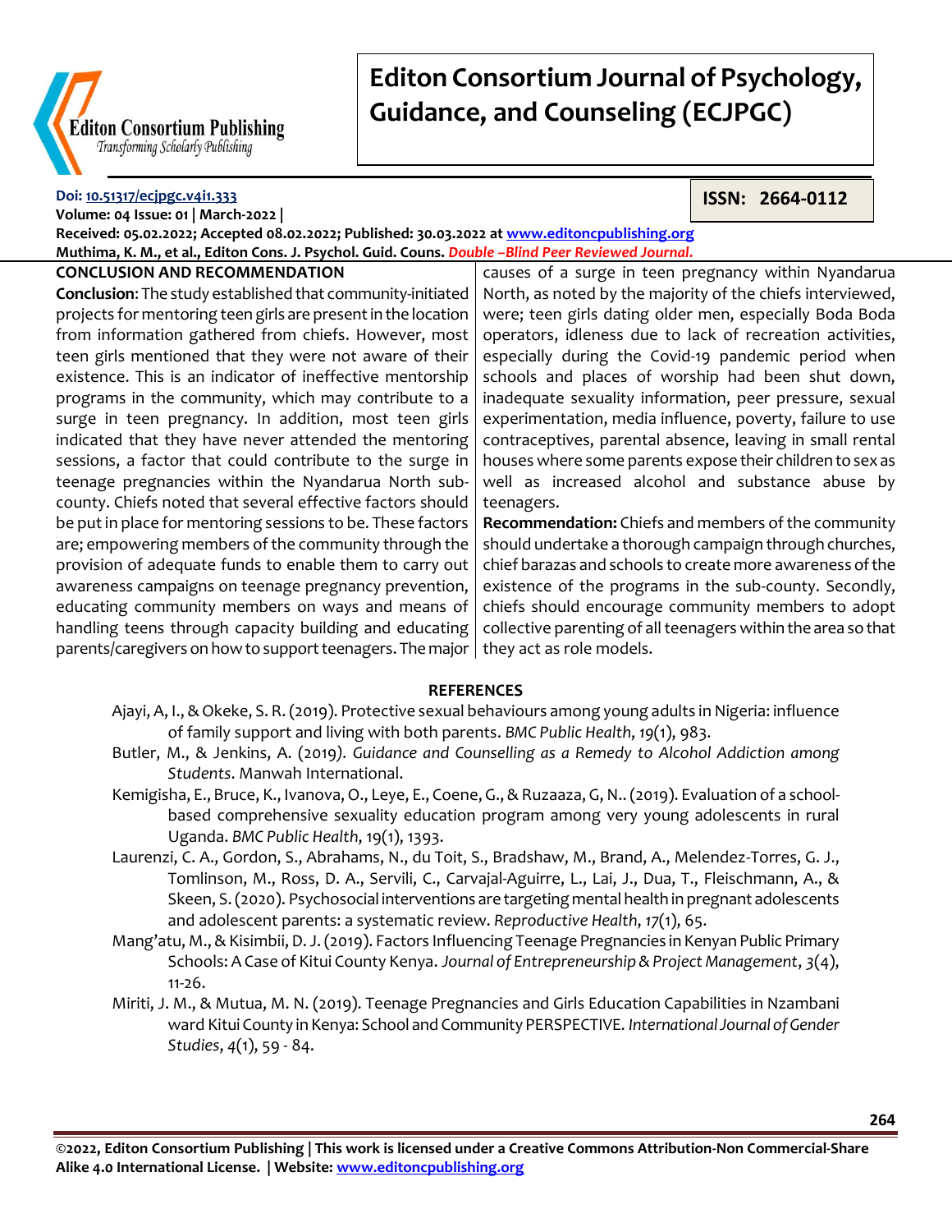## CONCLUSION AND RECOMMENDATION

**Conclusion**: The study established that community-initiated projects for mentoring teen girls are present in the location from information gathered from chiefs. However, most teen girls mentioned that they were not aware of their existence. This is an indicator of ineffective mentorship programs in the community, which may contribute to a surge in teen pregnancy. In addition, most teen girls indicated that they have never attended the mentoring sessions, a factor that could contribute to the surge in teenage pregnancies within the Nyandarua North sub-county. Chiefs noted that several effective factors should be put in place for mentoring sessions to be. These factors are; empowering members of the community through the provision of adequate funds to enable them to carry out awareness campaigns on teenage pregnancy prevention, educating community members on ways and means of handling teens through capacity building and educating parents/caregivers on how to support teenagers. The major causes of a surge in teen pregnancy within Nyandarua North, as noted by the majority of the chiefs interviewed, were; teen girls dating older men, especially Boda Boda operators, idleness due to lack of recreation activities, especially during the Covid-19 pandemic period when schools and places of worship had been shut down, inadequate sexuality information, peer pressure, sexual experimentation, media influence, poverty, failure to use contraceptives, parental absence, leaving in small rental houses where some parents expose their children to sex as well as increased alcohol and substance abuse by teenagers.

**Recommendation:** Chiefs and members of the community should undertake a thorough campaign through churches, chief barazas and schools to create more awareness of the existence of the programs in the sub-county. Secondly, chiefs should encourage community members to adopt collective parenting of all teenagers within the area so that they act as role models.

## REFERENCES

Ajayi, A, I., & Okeke, S. R. (2019). Protective sexual behaviours among young adults in Nigeria: influence of family support and living with both parents. *BMC Public Health*, *19*(1), 983.

Butler, M., & Jenkins, A. (2019). *Guidance and Counselling as a Remedy to Alcohol Addiction among Students*. Manwah International.

Kemigisha, E., Bruce, K., Ivanova, O., Leye, E., Coene, G., & Ruzaaza, G, N.. (2019). Evaluation of a school-based comprehensive sexuality education program among very young adolescents in rural Uganda. *BMC Public Health*, 19(1), 1393.

Laurenzi, C. A., Gordon, S., Abrahams, N., du Toit, S., Bradshaw, M., Brand, A., Melendez-Torres, G. J., Tomlinson, M., Ross, D. A., Servili, C., Carvajal-Aguirre, L., Lai, J., Dua, T., Fleischmann, A., & Skeen, S. (2020). Psychosocial interventions are targeting mental health in pregnant adolescents and adolescent parents: a systematic review. *Reproductive Health*, *17*(1), 65.

Mang'atu, M., & Kisimbii, D. J. (2019). Factors Influencing Teenage Pregnancies in Kenyan Public Primary Schools: A Case of Kitui County Kenya. *Journal of Entrepreneurship & Project Management*, *3*(4), 11-26.

Miriti, J. M., & Mutua, M. N. (2019). Teenage Pregnancies and Girls Education Capabilities in Nzambani ward Kitui County in Kenya: School and Community PERSPECTIVE. *International Journal of Gender Studies*, *4*(1), 59 - 84.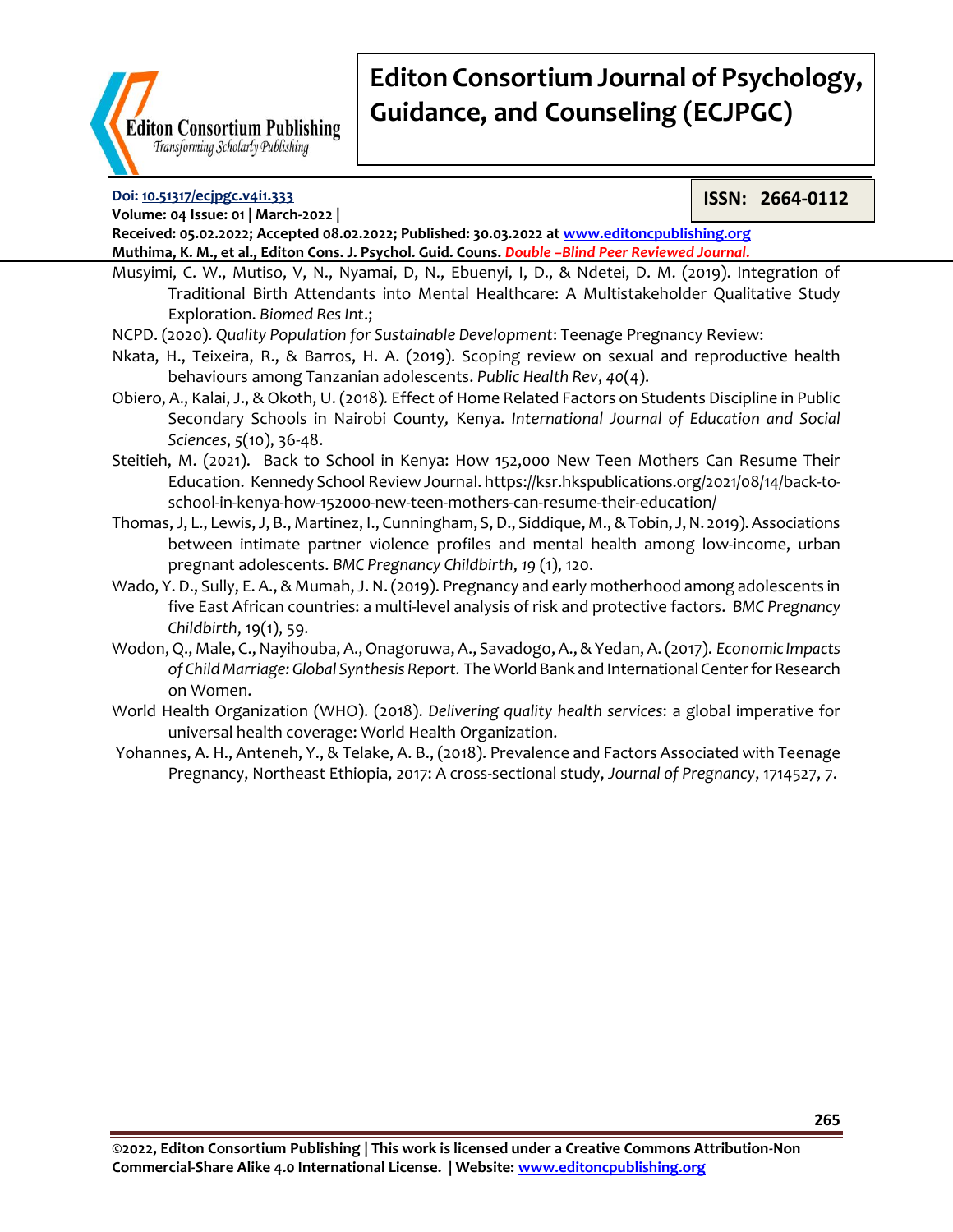Musyimi, C. W., Mutiso, V, N., Nyamai, D, N., Ebuenyi, I, D., & Ndetei, D. M. (2019). Integration of Traditional Birth Attendants into Mental Healthcare: A Multistakeholder Qualitative Study Exploration. *Biomed Res Int*.;

NCPD. (2020). *Quality Population for Sustainable Development*: Teenage Pregnancy Review:

Nkata, H., Teixeira, R., & Barros, H. A. (2019). Scoping review on sexual and reproductive health behaviours among Tanzanian adolescents. *Public Health Rev*, *40*(4).

Obiero, A., Kalai, J., & Okoth, U. (2018). Effect of Home Related Factors on Students Discipline in Public Secondary Schools in Nairobi County, Kenya. *International Journal of Education and Social Sciences*, *5*(10), 36-48.

Steitieh, M. (2021). Back to School in Kenya: How 152,000 New Teen Mothers Can Resume Their Education. Kennedy School Review Journal. https://ksr.hkspublications.org/2021/08/14/back-to-school-in-kenya-how-152000-new-teen-mothers-can-resume-their-education/

Thomas, J, L., Lewis, J, B., Martinez, I., Cunningham, S, D., Siddique, M., & Tobin, J, N. 2019). Associations between intimate partner violence profiles and mental health among low-income, urban pregnant adolescents. *BMC Pregnancy Childbirth*, *19* (1), 120.

Wado, Y. D., Sully, E. A., & Mumah, J. N. (2019). Pregnancy and early motherhood among adolescents in five East African countries: a multi-level analysis of risk and protective factors. *BMC Pregnancy Childbirth*, 19(1), 59.

Wodon, Q., Male, C., Nayihouba, A., Onagoruwa, A., Savadogo, A., & Yedan, A. (2017). *Economic Impacts of Child Marriage: Global Synthesis Report.* The World Bank and International Center for Research on Women.

World Health Organization (WHO). (2018). *Delivering quality health services*: a global imperative for universal health coverage: World Health Organization.

Yohannes, A. H., Anteneh, Y., & Telake, A. B., (2018). Prevalence and Factors Associated with Teenage Pregnancy, Northeast Ethiopia, 2017: A cross-sectional study, *Journal of Pregnancy*, 1714527, 7.